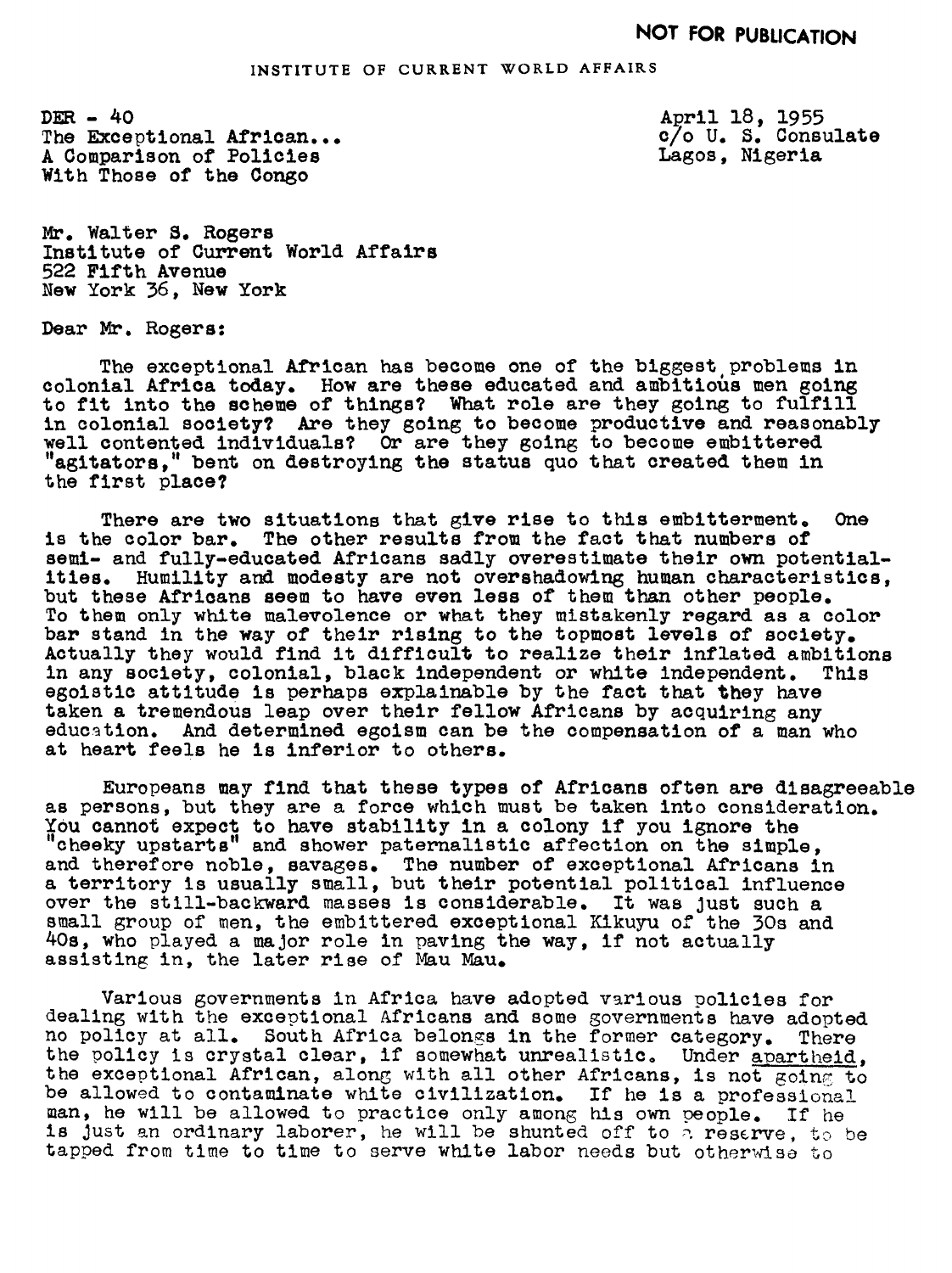NOT FOR PUBLICATION

INSTITUTE OF CURRENT WORLD AFFAIRS

DER - 40
The Exceptional African...
A Comparison of Policies
With Those of the Congo

April 18, 1955
c/o U. S. Consulate
Lagos, Nigeria

Mr. Walter S. Rogers
Institute of Current World Affairs
522 Fifth Avenue
New York 36, New York

Dear Mr. Rogers:

The exceptional African has become one of the biggest problems in colonial Africa today. How are these educated and ambitious men going to fit into the scheme of things? What role are they going to fulfill in colonial society? Are they going to become productive and reasonably well contented individuals? Or are they going to become embittered "agitators," bent on destroying the status quo that created them in the first place?

There are two situations that give rise to this embitterment. One is the color bar. The other results from the fact that numbers of semi- and fully-educated Africans sadly overestimate their own potentialities. Humility and modesty are not overshadowing human characteristics, but these Africans seem to have even less of them than other people. To them only white malevolence or what they mistakenly regard as a color bar stand in the way of their rising to the topmost levels of society. Actually they would find it difficult to realize their inflated ambitions in any society, colonial, black independent or white independent. This egoistic attitude is perhaps explainable by the fact that they have taken a tremendous leap over their fellow Africans by acquiring any education. And determined egoism can be the compensation of a man who at heart feels he is inferior to others.

Europeans may find that these types of Africans often are disagreeable as persons, but they are a force which must be taken into consideration. You cannot expect to have stability in a colony if you ignore the "cheeky upstarts" and shower paternalistic affection on the simple, and therefore noble, savages. The number of exceptional Africans in a territory is usually small, but their potential political influence over the still-backward masses is considerable. It was just such a small group of men, the embittered exceptional Kikuyu of the 30s and 40s, who played a major role in paving the way, if not actually assisting in, the later rise of Mau Mau.

Various governments in Africa have adopted various policies for dealing with the exceptional Africans and some governments have adopted no policy at all. South Africa belongs in the former category. There the policy is crystal clear, if somewhat unrealistic. Under apartheid, the exceptional African, along with all other Africans, is not going to be allowed to contaminate white civilization. If he is a professional man, he will be allowed to practice only among his own people. If he is just an ordinary laborer, he will be shunted off to a reserve, to be tapped from time to time to serve white labor needs but otherwise to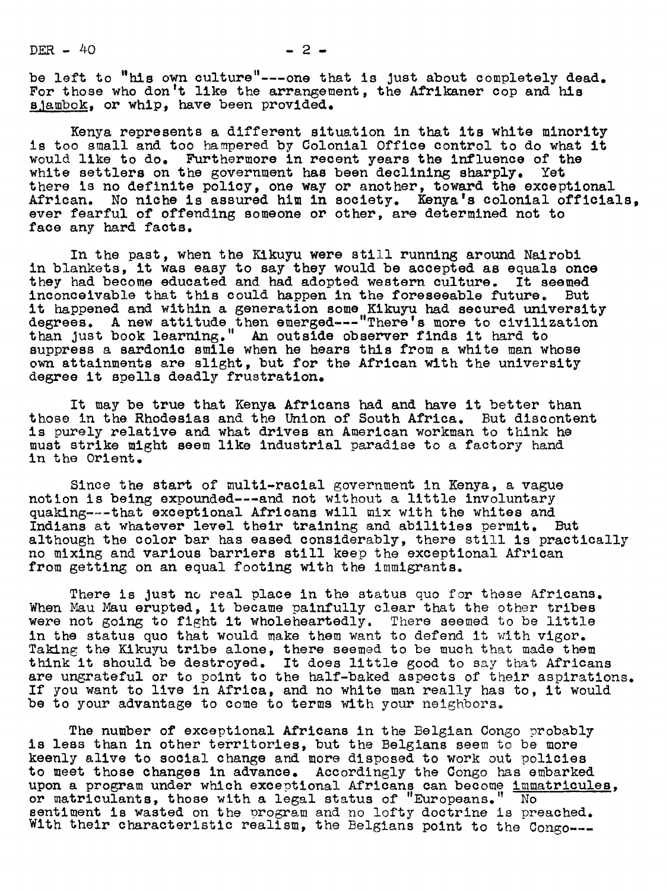be left to "his own culture"---one that is just about completely dead. For those who don't like the arrangement, the Afrikaner cop and his sjambok, or whip, have been provided.

Kenya represents a different situation in that its white minority is too small and too hampered by Colonial Office control to do what it would like to do. Furthermore in recent years the influence of the white settlers on the government has been declining sharply. Yet there is no definite policy, one way or another, toward the exceptional African. No niche is assured him in society. Kenya's colonial officials, ever fearful of offending someone or other, are determined not to face any hard facts.

In the past, when the Kikuyu were still running around Nairobi in blankets, it was easy to say they would be accepted as equals once they had become educated and had adopted western culture. It seemed inconceivable that this could happen in the foreseeable future. But it happened and within a generation some Kikuyu had secured university degrees. A new attitude then emerged---"There's more to civilization than just book learning." An outside observer finds it hard to suppress a sardonic smile when he hears this from a white man whose own attainments are slight, but for the African with the university degree it spells deadly frustration.

It may be true that Kenya Africans had and have it better than those in the Rhodesias and the Union of South Africa. But discontent is purely relative and what drives an American workman to think he must strike might seem like industrial paradise to a factory hand in the Orient.

Since the start of multi-racial government in Kenya, a vague notion is being expounded---and not without a little involuntary quaking---that exceptional Africans will mix with the whites and Indians at whatever level their training and abilities permit. But although the color bar has eased considerably, there still is practically no mixing and various barriers still keep the exceptional African from getting on an equal footing with the immigrants.

There is just no real place in the status quo for these Africans. When Mau Mau erupted, it became painfully clear that the other tribes were not going to fight it wholeheartedly. There seemed to be little in the status quo that would make them want to defend it with vigor. Taking the Kikuyu tribe alone, there seemed to be much that made them think it should be destroyed. It does little good to say that Africans are ungrateful or to point to the half-baked aspects of their aspirations. If you want to live in Africa, and no white man really has to, it would be to your advantage to come to terms with your neighbors.

The number of exceptional Africans in the Belgian Congo probably is less than in other territories, but the Belgians seem to be more keenly alive to social change and more disposed to work out policies to meet those changes in advance. Accordingly the Congo has embarked upon a program under which exceptional Africans can become immatricules, or matriculants, those with a legal status of "Europeans." No sentiment is wasted on the program and no lofty doctrine is preached. With their characteristic realism, the Belgians point to the Congo---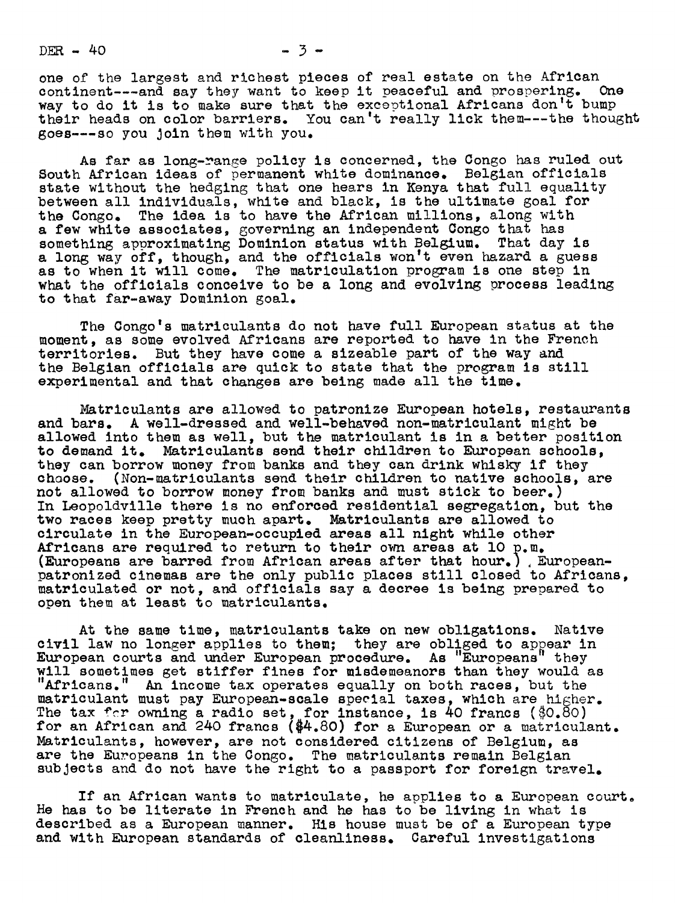one of the largest and richest pieces of real estate on the African continent---and say they want to keep it peaceful and prospering. One way to do it is to make sure that the exceptional Africans don't bump their heads on color barriers. You can't really lick them---the thought goes---so you join them with you.

As far as long-range policy is concerned, the Congo has ruled out South African ideas of permanent white dominance. Belgian officials state without the hedging that one hears in Kenya that full equality between all individuals, white and black, is the ultimate goal for the Congo. The idea is to have the African millions, along with a few white associates, governing an independent Congo that has something approximating Dominion status with Belgium. That day is a long way off, though, and the officials won't even hazard a guess as to when it will come. The matriculation program is one step in what the officials conceive to be a long and evolving process leading to that far-away Dominion goal.

The Congo's matriculants do not have full European status at the moment, as some evolved Africans are reported to have in the French territories. But they have come a sizeable part of the way and the Belgian officials are quick to state that the program is still experimental and that changes are being made all the time.

Matriculants are allowed to patronize European hotels, restaurants and bars. A well-dressed and well-behaved non-matriculant might be allowed into them as well, but the matriculant is in a better position to demand it. Matriculants send their children to European schools, they can borrow money from banks and they can drink whisky if they choose. (Non-matriculants send their children to native schools, are not allowed to borrow money from banks and must stick to beer.) In Leopoldville there is no enforced residential segregation, but the two races keep pretty much apart. Matriculants are allowed to circulate in the European-occupied areas all night while other Africans are required to return to their own areas at 10 p.m. (Europeans are barred from African areas after that hour.) European-patronized cinemas are the only public places still closed to Africans, matriculated or not, and officials say a decree is being prepared to open them at least to matriculants.

At the same time, matriculants take on new obligations. Native civil law no longer applies to them; they are obliged to appear in European courts and under European procedure. As "Europeans" they will sometimes get stiffer fines for misdemeanors than they would as "Africans." An income tax operates equally on both races, but the matriculant must pay European-scale special taxes, which are higher. The tax for owning a radio set, for instance, is 40 francs ($0.80) for an African and 240 francs ($4.80) for a European or a matriculant. Matriculants, however, are not considered citizens of Belgium, as are the Europeans in the Congo. The matriculants remain Belgian subjects and do not have the right to a passport for foreign travel.

If an African wants to matriculate, he applies to a European court. He has to be literate in French and he has to be living in what is described as a European manner. His house must be of a European type and with European standards of cleanliness. Careful investigations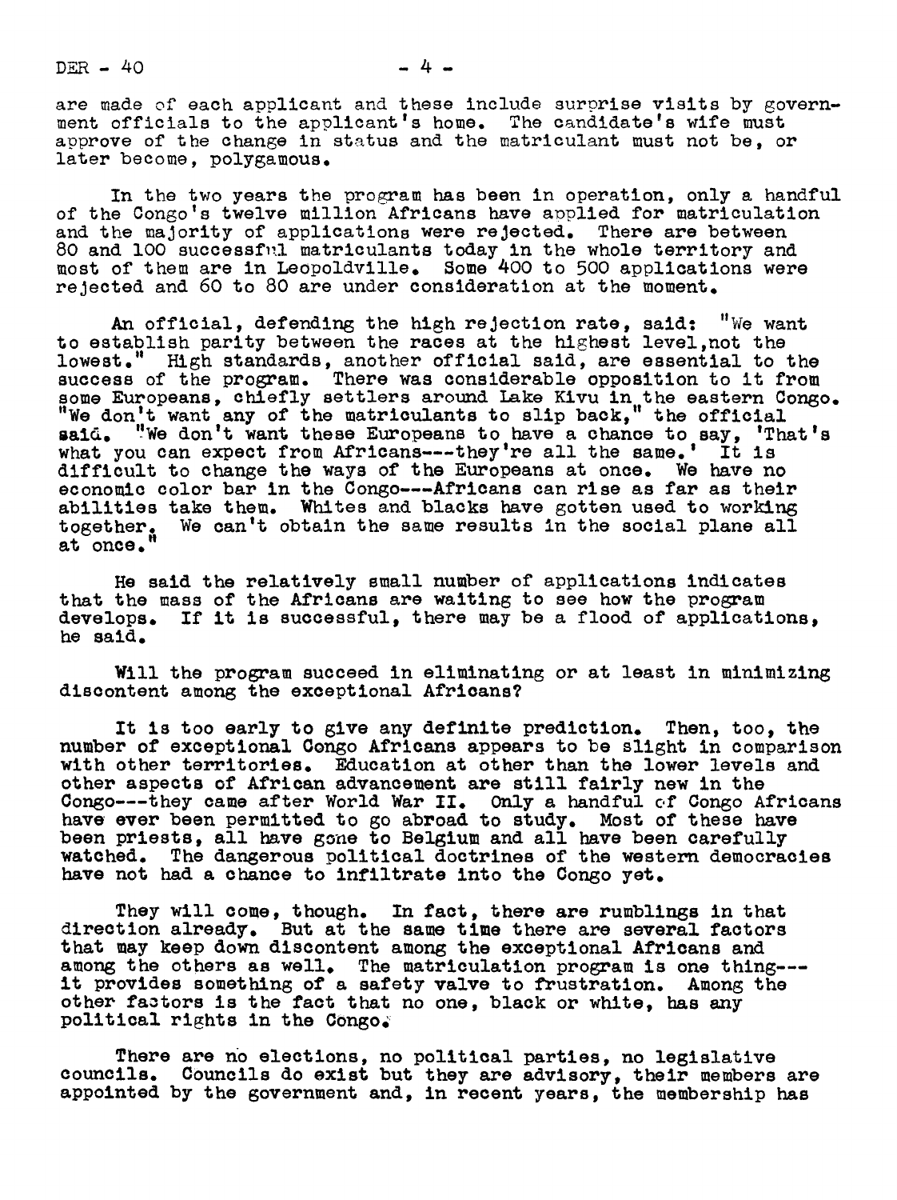are made of each applicant and these include surprise visits by government officials to the applicant's home. The candidate's wife must approve of the change in status and the matriculant must not be, or later become, polygamous.

In the two years the program has been in operation, only a handful of the Congo's twelve million Africans have applied for matriculation and the majority of applications were rejected. There are between 80 and 100 successful matriculants today in the whole territory and most of them are in Leopoldville. Some 400 to 500 applications were rejected and 60 to 80 are under consideration at the moment.

An official, defending the high rejection rate, said: "We want to establish parity between the races at the highest level,not the lowest." High standards, another official said, are essential to the success of the program. There was considerable opposition to it from some Europeans, chiefly settlers around Lake Kivu in the eastern Congo. "We don't want any of the matriculants to slip back," the official said. "We don't want these Europeans to have a chance to say, 'That's what you can expect from Africans---they're all the same.' It is difficult to change the ways of the Europeans at once. We have no economic color bar in the Congo---Africans can rise as far as their abilities take them. Whites and blacks have gotten used to working together. We can't obtain the same results in the social plane all at once."

He said the relatively small number of applications indicates that the mass of the Africans are waiting to see how the program develops. If it is successful, there may be a flood of applications, he said.

Will the program succeed in eliminating or at least in minimizing discontent among the exceptional Africans?

It is too early to give any definite prediction. Then, too, the number of exceptional Congo Africans appears to be slight in comparison with other territories. Education at other than the lower levels and other aspects of African advancement are still fairly new in the Congo---they came after World War II. Only a handful of Congo Africans have ever been permitted to go abroad to study. Most of these have been priests, all have gone to Belgium and all have been carefully watched. The dangerous political doctrines of the western democracies have not had a chance to infiltrate into the Congo yet.

They will come, though. In fact, there are rumblings in that direction already. But at the same time there are several factors that may keep down discontent among the exceptional Africans and among the others as well. The matriculation program is one thing---it provides something of a safety valve to frustration. Among the other factors is the fact that no one, black or white, has any political rights in the Congo.

There are no elections, no political parties, no legislative councils. Councils do exist but they are advisory, their members are appointed by the government and, in recent years, the membership has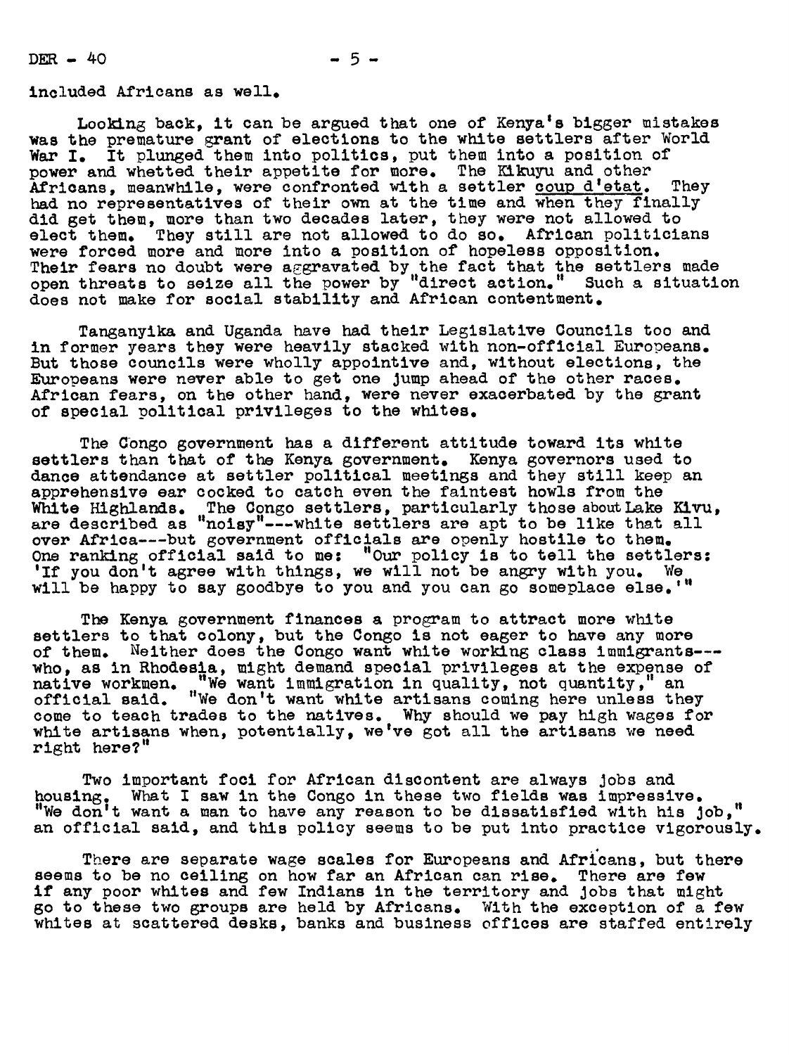included Africans as well.

Looking back, it can be argued that one of Kenya's bigger mistakes was the premature grant of elections to the white settlers after World War I. It plunged them into politics, put them into a position of power and whetted their appetite for more. The Kikuyu and other Africans, meanwhile, were confronted with a settler _coup d'etat_. They had no representatives of their own at the time and when they finally did get them, more than two decades later, they were not allowed to elect them. They still are not allowed to do so. African politicians were forced more and more into a position of hopeless opposition. Their fears no doubt were aggravated by the fact that the settlers made open threats to seize all the power by "direct action." Such a situation does not make for social stability and African contentment.

Tanganyika and Uganda have had their Legislative Councils too and in former years they were heavily stacked with non-official Europeans. But those councils were wholly appointive and, without elections, the Europeans were never able to get one jump ahead of the other races. African fears, on the other hand, were never exacerbated by the grant of special political privileges to the whites.

The Congo government has a different attitude toward its white settlers than that of the Kenya government. Kenya governors used to dance attendance at settler political meetings and they still keep an apprehensive ear cocked to catch even the faintest howls from the White Highlands. The Congo settlers, particularly those about Lake Kivu, are described as "noisy"---white settlers are apt to be like that all over Africa---but government officials are openly hostile to them. One ranking official said to me: "Our policy is to tell the settlers: 'If you don't agree with things, we will not be angry with you. We will be happy to say goodbye to you and you can go someplace else.'"

The Kenya government finances a program to attract more white settlers to that colony, but the Congo is not eager to have any more of them. Neither does the Congo want white working class immigrants---who, as in Rhodesia, might demand special privileges at the expense of native workmen. "We want immigration in quality, not quantity," an official said. "We don't want white artisans coming here unless they come to teach trades to the natives. Why should we pay high wages for white artisans when, potentially, we've got all the artisans we need right here?"

Two important foci for African discontent are always jobs and housing. What I saw in the Congo in these two fields was impressive. "We don't want a man to have any reason to be dissatisfied with his job," an official said, and this policy seems to be put into practice vigorously.

There are separate wage scales for Europeans and Africans, but there seems to be no ceiling on how far an African can rise. There are few if any poor whites and few Indians in the territory and jobs that might go to these two groups are held by Africans. With the exception of a few whites at scattered desks, banks and business offices are staffed entirely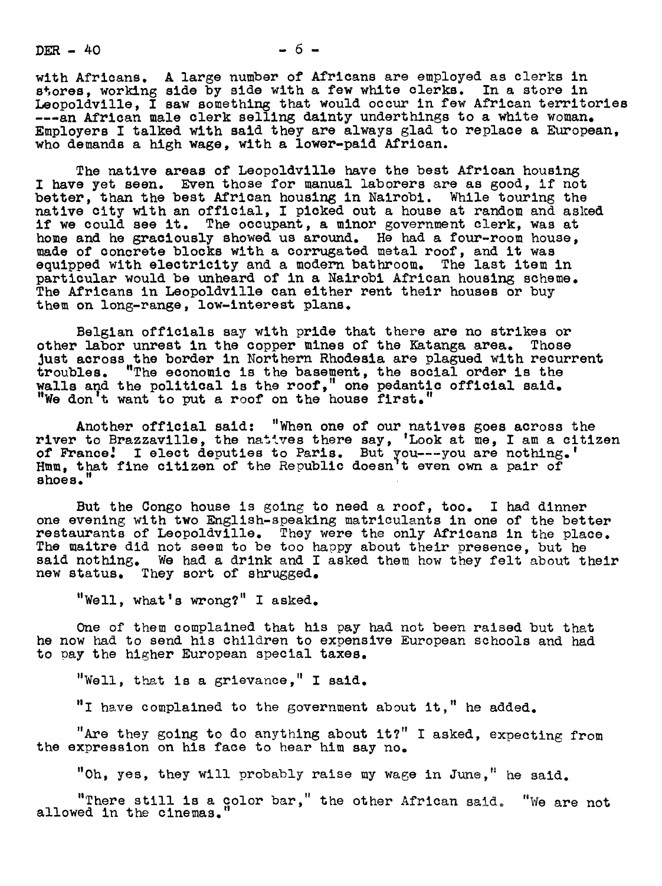with Africans. A large number of Africans are employed as clerks in stores, working side by side with a few white clerks. In a store in Leopoldville, I saw something that would occur in few African territories ---an African male clerk selling dainty underthings to a white woman. Employers I talked with said they are always glad to replace a European, who demands a high wage, with a lower-paid African.

The native areas of Leopoldville have the best African housing I have yet seen. Even those for manual laborers are as good, if not better, than the best African housing in Nairobi. While touring the native city with an official, I picked out a house at random and asked if we could see it. The occupant, a minor government clerk, was at home and he graciously showed us around. He had a four-room house, made of concrete blocks with a corrugated metal roof, and it was equipped with electricity and a modern bathroom. The last item in particular would be unheard of in a Nairobi African housing scheme. The Africans in Leopoldville can either rent their houses or buy them on long-range, low-interest plans.

Belgian officials say with pride that there are no strikes or other labor unrest in the copper mines of the Katanga area. Those just across the border in Northern Rhodesia are plagued with recurrent troubles. "The economic is the basement, the social order is the walls and the political is the roof," one pedantic official said. "We don't want to put a roof on the house first."

Another official said: "When one of our natives goes across the river to Brazzaville, the natives there say, 'Look at me, I am a citizen of France! I elect deputies to Paris. But you---you are nothing.' Hmm, that fine citizen of the Republic doesn't even own a pair of shoes."

But the Congo house is going to need a roof, too. I had dinner one evening with two English-speaking matriculants in one of the better restaurants of Leopoldville. They were the only Africans in the place. The maitre did not seem to be too happy about their presence, but he said nothing. We had a drink and I asked them how they felt about their new status. They sort of shrugged.

"Well, what's wrong?" I asked.

One of them complained that his pay had not been raised but that he now had to send his children to expensive European schools and had to pay the higher European special taxes.

"Well, that is a grievance," I said.

"I have complained to the government about it," he added.

"Are they going to do anything about it?" I asked, expecting from the expression on his face to hear him say no.

"Oh, yes, they will probably raise my wage in June," he said.

"There still is a color bar," the other African said. "We are not allowed in the cinemas."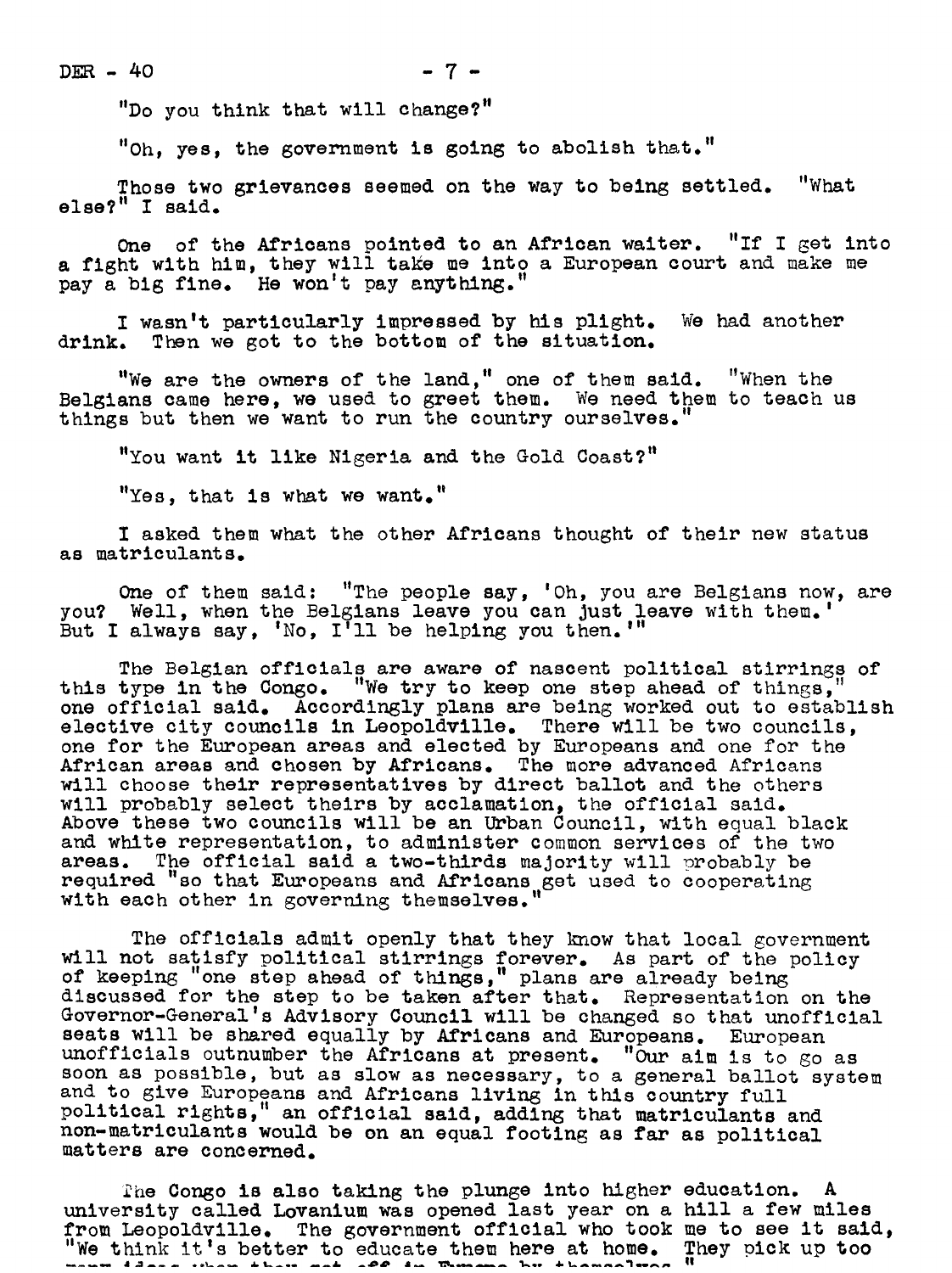"Do you think that will change?"

"Oh, yes, the government is going to abolish that."

Those two grievances seemed on the way to being settled. "What else?" I said.

One of the Africans pointed to an African waiter. "If I get into a fight with him, they will take me into a European court and make me pay a big fine. He won't pay anything."

I wasn't particularly impressed by his plight. We had another drink. Then we got to the bottom of the situation.

"We are the owners of the land," one of them said. "When the Belgians came here, we used to greet them. We need them to teach us things but then we want to run the country ourselves."

"You want it like Nigeria and the Gold Coast?"

"Yes, that is what we want."

I asked them what the other Africans thought of their new status as matriculants.

One of them said: "The people say, 'Oh, you are Belgians now, are you? Well, when the Belgians leave you can just leave with them.' But I always say, 'No, I'll be helping you then.'"

The Belgian officials are aware of nascent political stirrings of this type in the Congo. "We try to keep one step ahead of things," one official said. Accordingly plans are being worked out to establish elective city councils in Leopoldville. There will be two councils, one for the European areas and elected by Europeans and one for the African areas and chosen by Africans. The more advanced Africans will choose their representatives by direct ballot and the others will probably select theirs by acclamation, the official said. Above these two councils will be an Urban Council, with equal black and white representation, to administer common services of the two areas. The official said a two-thirds majority will probably be required "so that Europeans and Africans get used to cooperating with each other in governing themselves."

The officials admit openly that they know that local government will not satisfy political stirrings forever. As part of the policy of keeping "one step ahead of things," plans are already being discussed for the step to be taken after that. Representation on the Governor-General's Advisory Council will be changed so that unofficial seats will be shared equally by Africans and Europeans. European unofficials outnumber the Africans at present. "Our aim is to go as soon as possible, but as slow as necessary, to a general ballot system and to give Europeans and Africans living in this country full political rights," an official said, adding that matriculants and non-matriculants would be on an equal footing as far as political matters are concerned.

The Congo is also taking the plunge into higher education. A university called Lovanium was opened last year on a hill a few miles from Leopoldville. The government official who took me to see it said, "We think it's better to educate them here at home. They pick up too many ideas when they get off in Europe by themselves."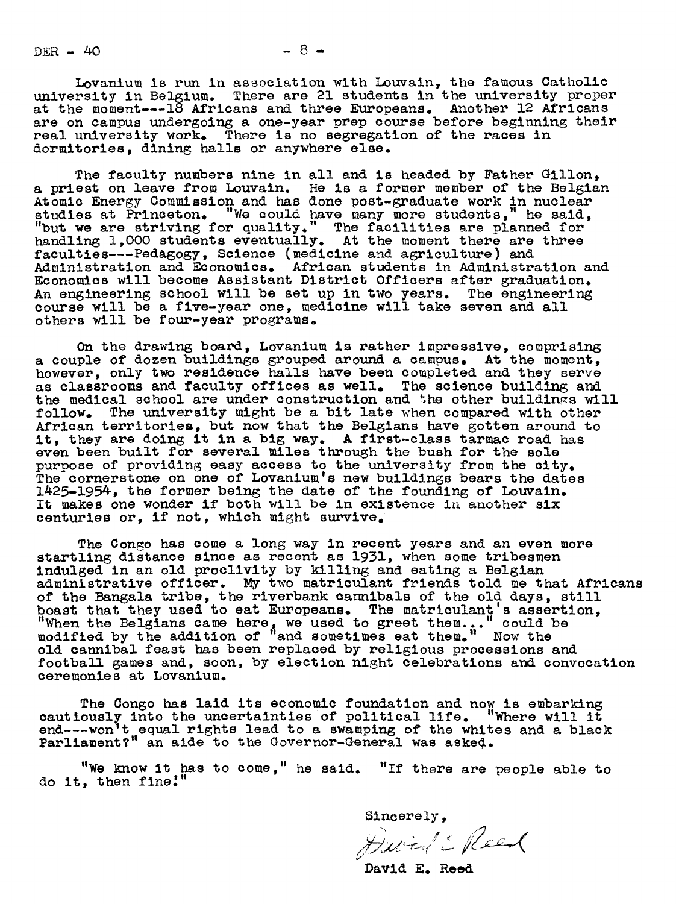Lovanium is run in association with Louvain, the famous Catholic university in Belgium. There are 21 students in the university proper at the moment---18 Africans and three Europeans. Another 12 Africans are on campus undergoing a one-year prep course before beginning their real university work. There is no segregation of the races in dormitories, dining halls or anywhere else.

The faculty numbers nine in all and is headed by Father Gillon, a priest on leave from Louvain. He is a former member of the Belgian Atomic Energy Commission and has done post-graduate work in nuclear studies at Princeton. "We could have many more students," he said, "but we are striving for quality." The facilities are planned for handling 1,000 students eventually. At the moment there are three faculties---Pedagogy, Science (medicine and agriculture) and Administration and Economics. African students in Administration and Economics will become Assistant District Officers after graduation. An engineering school will be set up in two years. The engineering course will be a five-year one, medicine will take seven and all others will be four-year programs.

On the drawing board, Lovanium is rather impressive, comprising a couple of dozen buildings grouped around a campus. At the moment, however, only two residence halls have been completed and they serve as classrooms and faculty offices as well. The science building and the medical school are under construction and the other buildings will follow. The university might be a bit late when compared with other African territories, but now that the Belgians have gotten around to it, they are doing it in a big way. A first-class tarmac road has even been built for several miles through the bush for the sole purpose of providing easy access to the university from the city. The cornerstone on one of Lovanium's new buildings bears the dates 1425-1954, the former being the date of the founding of Louvain. It makes one wonder if both will be in existence in another six centuries or, if not, which might survive.

The Congo has come a long way in recent years and an even more startling distance since as recent as 1931, when some tribesmen indulged in an old proclivity by killing and eating a Belgian administrative officer. My two matriculant friends told me that Africans of the Bangala tribe, the riverbank cannibals of the old days, still boast that they used to eat Europeans. The matriculant's assertion, "When the Belgians came here, we used to greet them..." could be modified by the addition of "and sometimes eat them." Now the old cannibal feast has been replaced by religious processions and football games and, soon, by election night celebrations and convocation ceremonies at Lovanium.

The Congo has laid its economic foundation and now is embarking cautiously into the uncertainties of political life. "Where will it end---won't equal rights lead to a swamping of the whites and a black Parliament?" an aide to the Governor-General was asked.

"We know it has to come," he said. "If there are people able to do it, then fine!"

Sincerely,

David E. Reed

David E. Reed